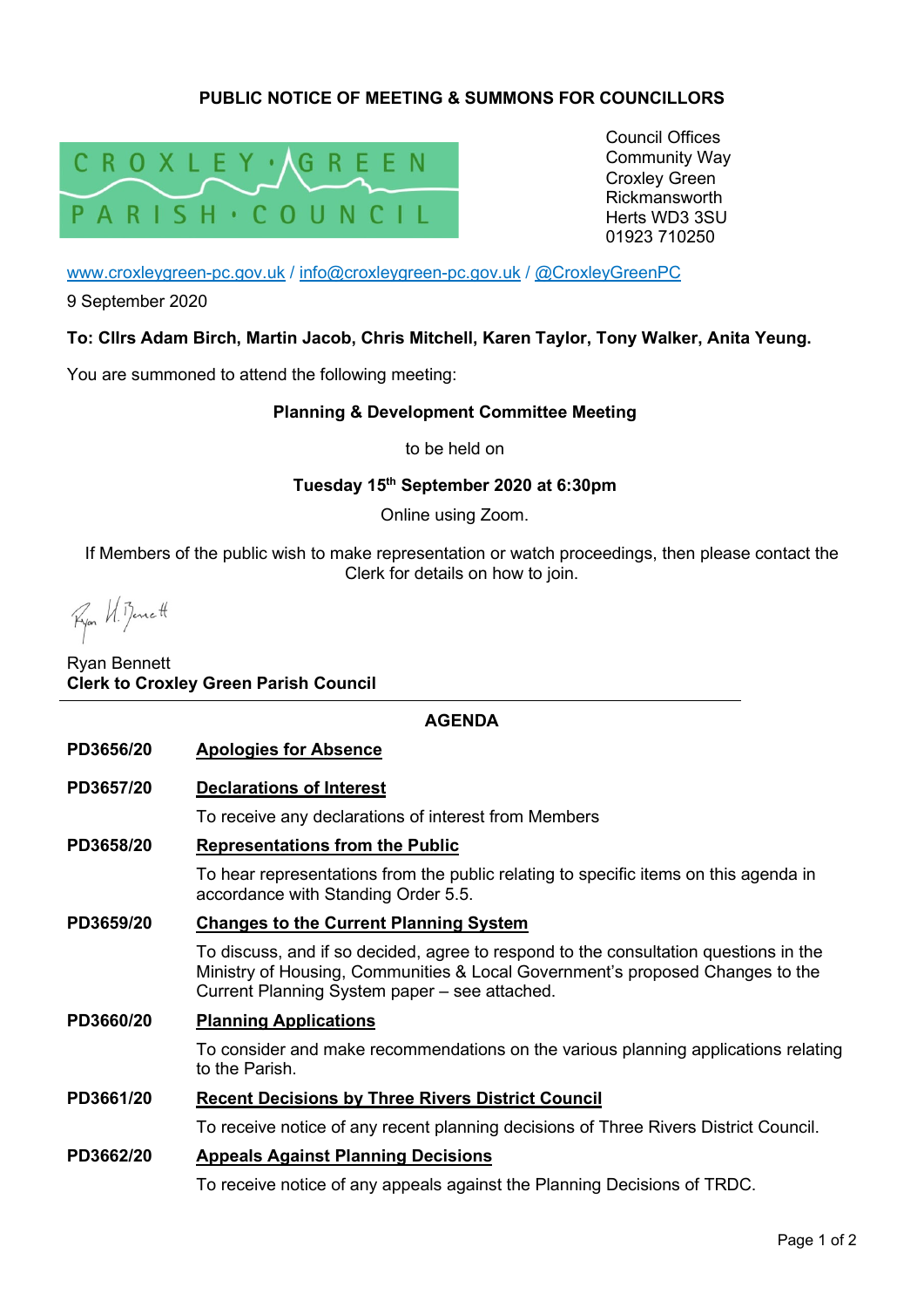**PUBLIC NOTICE OF MEETING & SUMMONS FOR COUNCILLORS**

CROXLEY GREEN PARISH COUNCIL

Council Offices
Community Way
Croxley Green
Rickmansworth
Herts WD3 3SU
01923 710250

www.croxleygreen-pc.gov.uk / info@croxleygreen-pc.gov.uk / @CroxleyGreenPC

9 September 2020

**To: Cllrs Adam Birch, Martin Jacob, Chris Mitchell, Karen Taylor, Tony Walker, Anita Yeung.**

You are summoned to attend the following meeting:

**Planning & Development Committee Meeting**

to be held on

**Tuesday 15th September 2020 at 6:30pm**

Online using Zoom.

If Members of the public wish to make representation or watch proceedings, then please contact the Clerk for details on how to join.

Ryan Bennett
**Clerk to Croxley Green Parish Council**

## AGENDA

**PD3656/20** **Apologies for Absence**

**PD3657/20** **Declarations of Interest**

To receive any declarations of interest from Members

**PD3658/20** **Representations from the Public**

To hear representations from the public relating to specific items on this agenda in accordance with Standing Order 5.5.

**PD3659/20** **Changes to the Current Planning System**

To discuss, and if so decided, agree to respond to the consultation questions in the Ministry of Housing, Communities & Local Government's proposed Changes to the Current Planning System paper – see attached.

**PD3660/20** **Planning Applications**

To consider and make recommendations on the various planning applications relating to the Parish.

**PD3661/20** **Recent Decisions by Three Rivers District Council**

To receive notice of any recent planning decisions of Three Rivers District Council.

**PD3662/20** **Appeals Against Planning Decisions**

To receive notice of any appeals against the Planning Decisions of TRDC.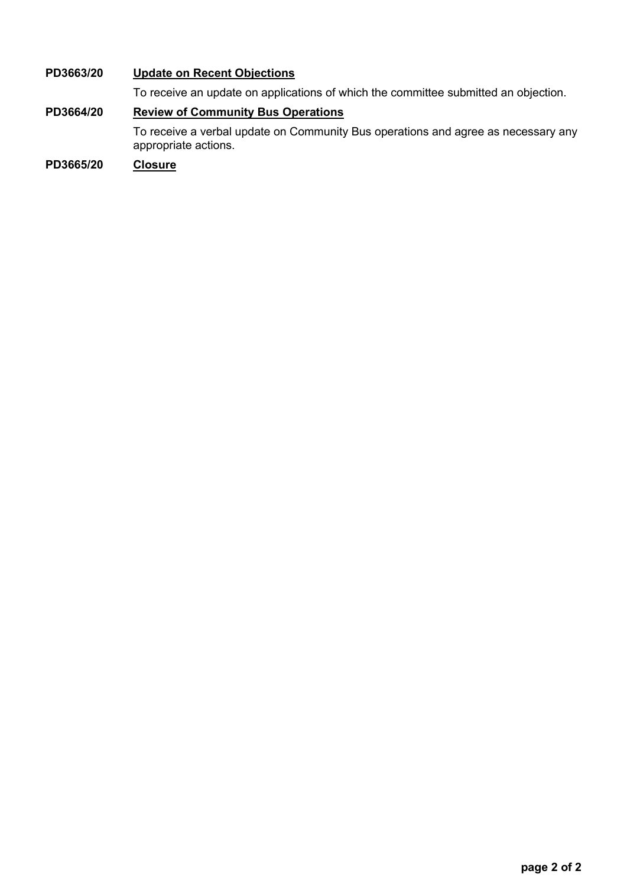**PD3663/20** **<u>Update on Recent Objections</u>**

To receive an update on applications of which the committee submitted an objection.

**PD3664/20** **<u>Review of Community Bus Operations</u>**

To receive a verbal update on Community Bus operations and agree as necessary any appropriate actions.

**PD3665/20** **<u>Closure</u>**